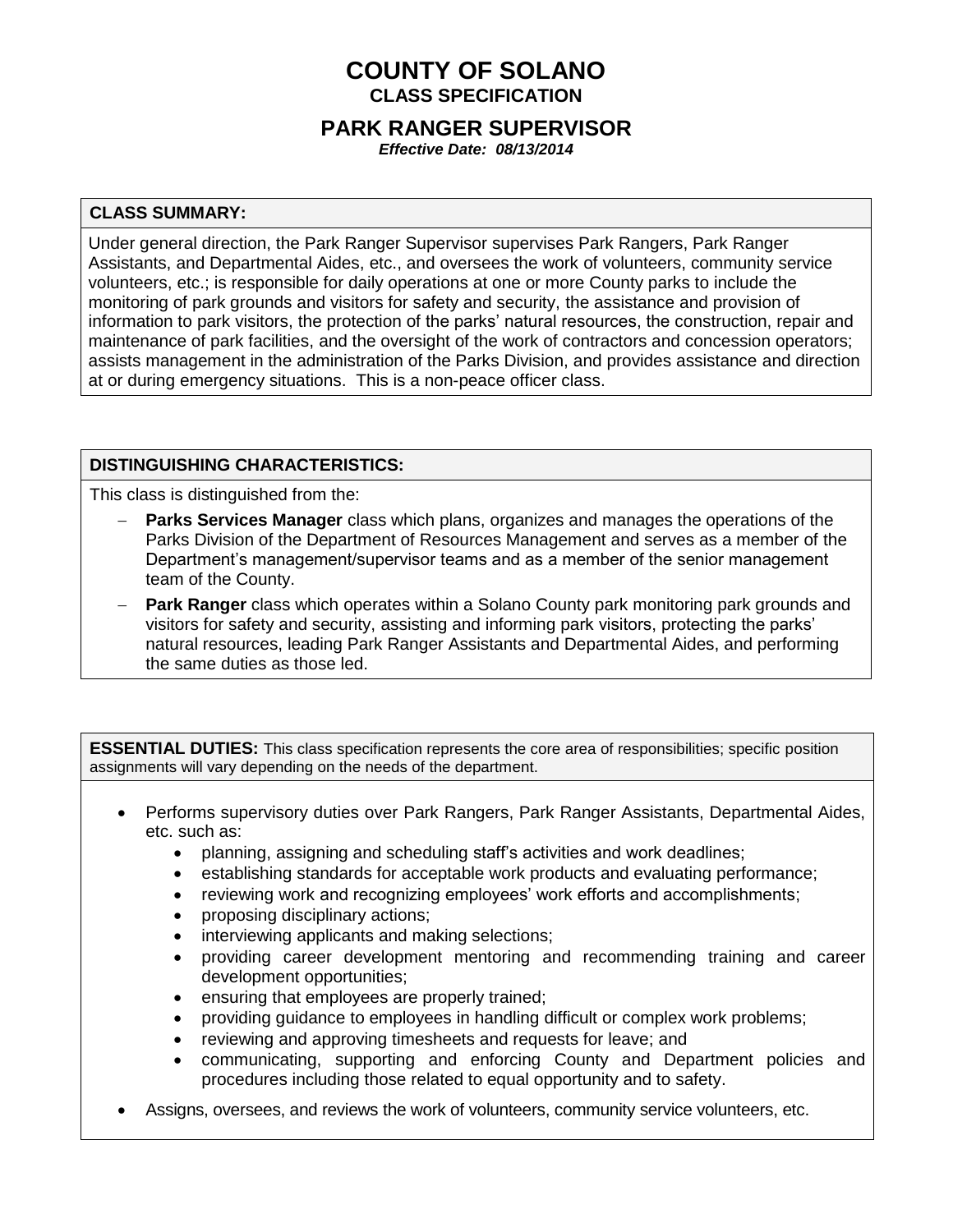# COUNTY OF SOLANO

## CLASS SPECIFICATION

## PARK RANGER SUPERVISOR

***Effective Date: 08/13/2014***

### CLASS SUMMARY:

Under general direction, the Park Ranger Supervisor supervises Park Rangers, Park Ranger Assistants, and Departmental Aides, etc., and oversees the work of volunteers, community service volunteers, etc.; is responsible for daily operations at one or more County parks to include the monitoring of park grounds and visitors for safety and security, the assistance and provision of information to park visitors, the protection of the parks' natural resources, the construction, repair and maintenance of park facilities, and the oversight of the work of contractors and concession operators; assists management in the administration of the Parks Division, and provides assistance and direction at or during emergency situations. This is a non-peace officer class.

### DISTINGUISHING CHARACTERISTICS:

This class is distinguished from the:

- **Parks Services Manager** class which plans, organizes and manages the operations of the Parks Division of the Department of Resources Management and serves as a member of the Department's management/supervisor teams and as a member of the senior management team of the County.
- **Park Ranger** class which operates within a Solano County park monitoring park grounds and visitors for safety and security, assisting and informing park visitors, protecting the parks' natural resources, leading Park Ranger Assistants and Departmental Aides, and performing the same duties as those led.

### ESSENTIAL DUTIES:
This class specification represents the core area of responsibilities; specific position assignments will vary depending on the needs of the department.

- Performs supervisory duties over Park Rangers, Park Ranger Assistants, Departmental Aides, etc. such as:
  - planning, assigning and scheduling staff's activities and work deadlines;
  - establishing standards for acceptable work products and evaluating performance;
  - reviewing work and recognizing employees' work efforts and accomplishments;
  - proposing disciplinary actions;
  - interviewing applicants and making selections;
  - providing career development mentoring and recommending training and career development opportunities;
  - ensuring that employees are properly trained;
  - providing guidance to employees in handling difficult or complex work problems;
  - reviewing and approving timesheets and requests for leave; and
  - communicating, supporting and enforcing County and Department policies and procedures including those related to equal opportunity and to safety.
- Assigns, oversees, and reviews the work of volunteers, community service volunteers, etc.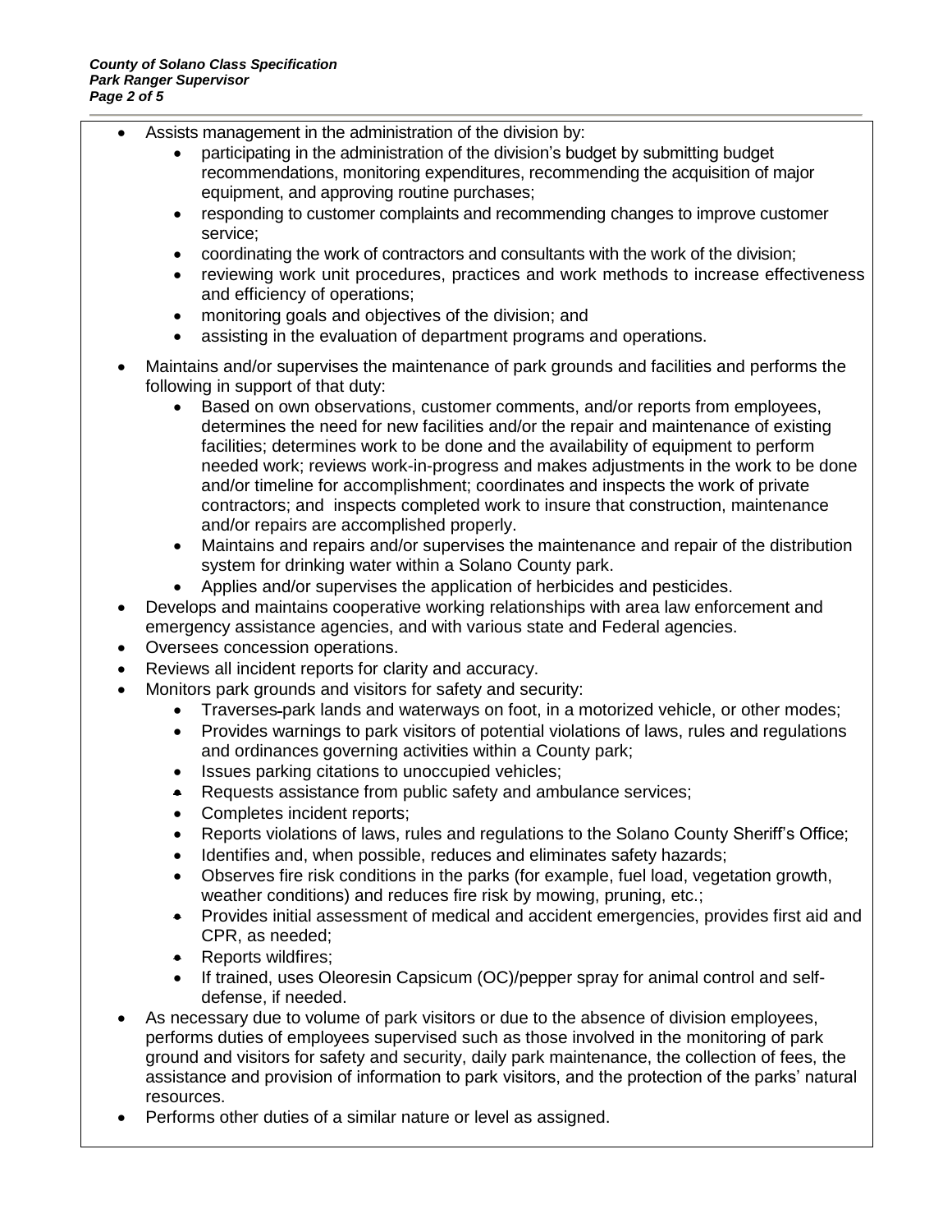- Assists management in the administration of the division by:
  - participating in the administration of the division's budget by submitting budget recommendations, monitoring expenditures, recommending the acquisition of major equipment, and approving routine purchases;
  - responding to customer complaints and recommending changes to improve customer service;
  - coordinating the work of contractors and consultants with the work of the division;
  - reviewing work unit procedures, practices and work methods to increase effectiveness and efficiency of operations;
  - monitoring goals and objectives of the division; and
  - assisting in the evaluation of department programs and operations.
- Maintains and/or supervises the maintenance of park grounds and facilities and performs the following in support of that duty:
  - Based on own observations, customer comments, and/or reports from employees, determines the need for new facilities and/or the repair and maintenance of existing facilities; determines work to be done and the availability of equipment to perform needed work; reviews work-in-progress and makes adjustments in the work to be done and/or timeline for accomplishment; coordinates and inspects the work of private contractors; and inspects completed work to insure that construction, maintenance and/or repairs are accomplished properly.
  - Maintains and repairs and/or supervises the maintenance and repair of the distribution system for drinking water within a Solano County park.
  - Applies and/or supervises the application of herbicides and pesticides.
- Develops and maintains cooperative working relationships with area law enforcement and emergency assistance agencies, and with various state and Federal agencies.
- Oversees concession operations.
- Reviews all incident reports for clarity and accuracy.
- Monitors park grounds and visitors for safety and security:
  - Traverses park lands and waterways on foot, in a motorized vehicle, or other modes;
  - Provides warnings to park visitors of potential violations of laws, rules and regulations and ordinances governing activities within a County park;
  - Issues parking citations to unoccupied vehicles;
  - Requests assistance from public safety and ambulance services;
  - Completes incident reports;
  - Reports violations of laws, rules and regulations to the Solano County Sheriff's Office;
  - Identifies and, when possible, reduces and eliminates safety hazards;
  - Observes fire risk conditions in the parks (for example, fuel load, vegetation growth, weather conditions) and reduces fire risk by mowing, pruning, etc.;
  - Provides initial assessment of medical and accident emergencies, provides first aid and CPR, as needed;
  - Reports wildfires;
  - If trained, uses Oleoresin Capsicum (OC)/pepper spray for animal control and self-defense, if needed.
- As necessary due to volume of park visitors or due to the absence of division employees, performs duties of employees supervised such as those involved in the monitoring of park ground and visitors for safety and security, daily park maintenance, the collection of fees, the assistance and provision of information to park visitors, and the protection of the parks' natural resources.
- Performs other duties of a similar nature or level as assigned.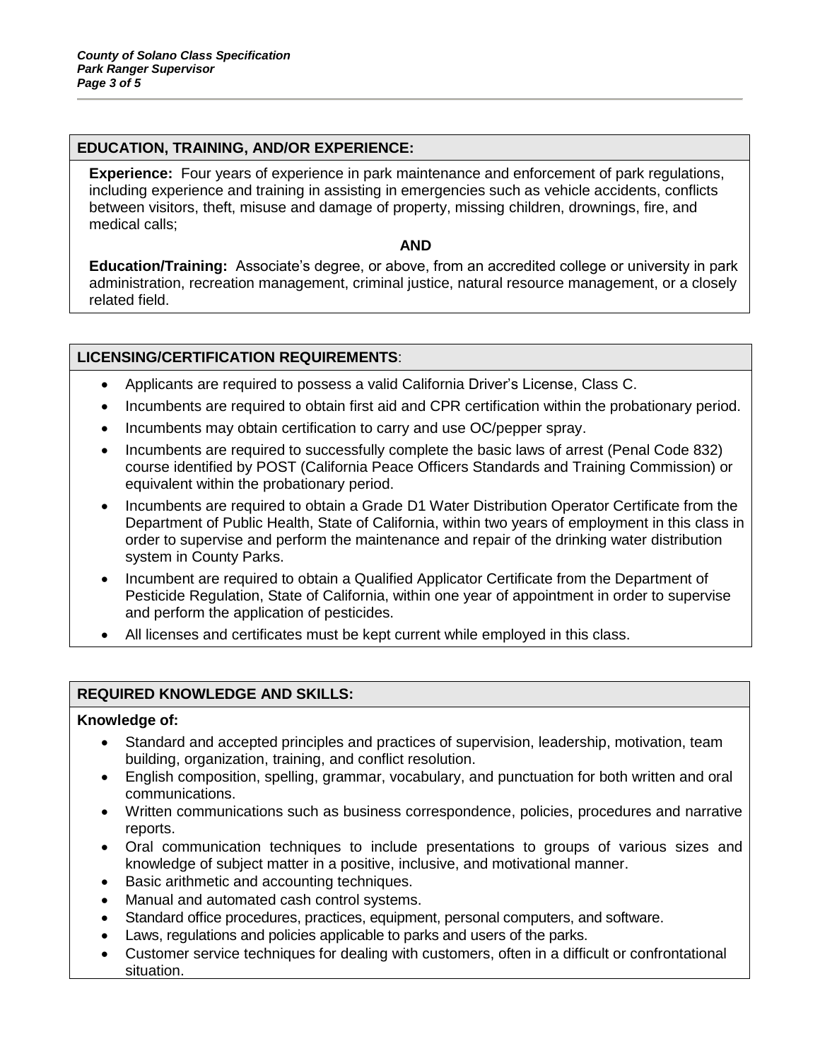## EDUCATION, TRAINING, AND/OR EXPERIENCE:

**Experience:** Four years of experience in park maintenance and enforcement of park regulations, including experience and training in assisting in emergencies such as vehicle accidents, conflicts between visitors, theft, misuse and damage of property, missing children, drownings, fire, and medical calls;

**AND**

**Education/Training:** Associate's degree, or above, from an accredited college or university in park administration, recreation management, criminal justice, natural resource management, or a closely related field.

## LICENSING/CERTIFICATION REQUIREMENTS:

- Applicants are required to possess a valid California Driver's License, Class C.
- Incumbents are required to obtain first aid and CPR certification within the probationary period.
- Incumbents may obtain certification to carry and use OC/pepper spray.
- Incumbents are required to successfully complete the basic laws of arrest (Penal Code 832) course identified by POST (California Peace Officers Standards and Training Commission) or equivalent within the probationary period.
- Incumbents are required to obtain a Grade D1 Water Distribution Operator Certificate from the Department of Public Health, State of California, within two years of employment in this class in order to supervise and perform the maintenance and repair of the drinking water distribution system in County Parks.
- Incumbent are required to obtain a Qualified Applicator Certificate from the Department of Pesticide Regulation, State of California, within one year of appointment in order to supervise and perform the application of pesticides.
- All licenses and certificates must be kept current while employed in this class.

## REQUIRED KNOWLEDGE AND SKILLS:

**Knowledge of:**

- Standard and accepted principles and practices of supervision, leadership, motivation, team building, organization, training, and conflict resolution.
- English composition, spelling, grammar, vocabulary, and punctuation for both written and oral communications.
- Written communications such as business correspondence, policies, procedures and narrative reports.
- Oral communication techniques to include presentations to groups of various sizes and knowledge of subject matter in a positive, inclusive, and motivational manner.
- Basic arithmetic and accounting techniques.
- Manual and automated cash control systems.
- Standard office procedures, practices, equipment, personal computers, and software.
- Laws, regulations and policies applicable to parks and users of the parks.
- Customer service techniques for dealing with customers, often in a difficult or confrontational situation.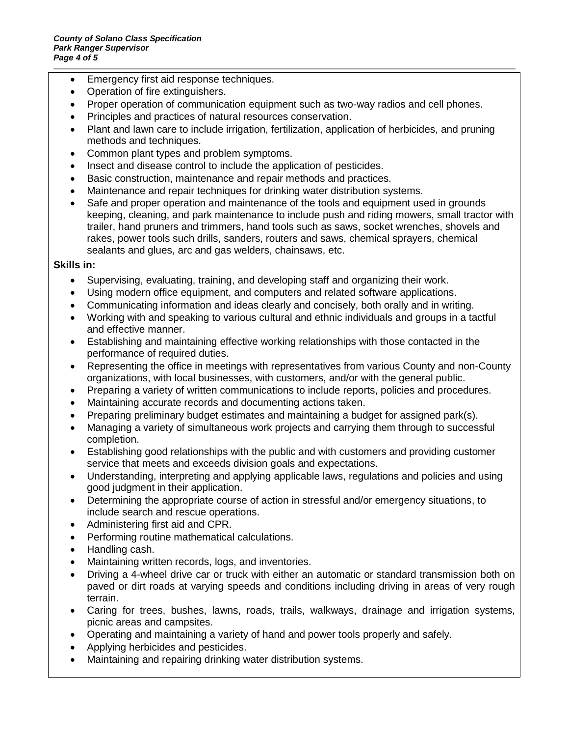- Emergency first aid response techniques.
- Operation of fire extinguishers.
- Proper operation of communication equipment such as two-way radios and cell phones.
- Principles and practices of natural resources conservation.
- Plant and lawn care to include irrigation, fertilization, application of herbicides, and pruning methods and techniques.
- Common plant types and problem symptoms.
- Insect and disease control to include the application of pesticides.
- Basic construction, maintenance and repair methods and practices.
- Maintenance and repair techniques for drinking water distribution systems.
- Safe and proper operation and maintenance of the tools and equipment used in grounds keeping, cleaning, and park maintenance to include push and riding mowers, small tractor with trailer, hand pruners and trimmers, hand tools such as saws, socket wrenches, shovels and rakes, power tools such drills, sanders, routers and saws, chemical sprayers, chemical sealants and glues, arc and gas welders, chainsaws, etc.

**Skills in:**

- Supervising, evaluating, training, and developing staff and organizing their work.
- Using modern office equipment, and computers and related software applications.
- Communicating information and ideas clearly and concisely, both orally and in writing.
- Working with and speaking to various cultural and ethnic individuals and groups in a tactful and effective manner.
- Establishing and maintaining effective working relationships with those contacted in the performance of required duties.
- Representing the office in meetings with representatives from various County and non-County organizations, with local businesses, with customers, and/or with the general public.
- Preparing a variety of written communications to include reports, policies and procedures.
- Maintaining accurate records and documenting actions taken.
- Preparing preliminary budget estimates and maintaining a budget for assigned park(s).
- Managing a variety of simultaneous work projects and carrying them through to successful completion.
- Establishing good relationships with the public and with customers and providing customer service that meets and exceeds division goals and expectations.
- Understanding, interpreting and applying applicable laws, regulations and policies and using good judgment in their application.
- Determining the appropriate course of action in stressful and/or emergency situations, to include search and rescue operations.
- Administering first aid and CPR.
- Performing routine mathematical calculations.
- Handling cash.
- Maintaining written records, logs, and inventories.
- Driving a 4-wheel drive car or truck with either an automatic or standard transmission both on paved or dirt roads at varying speeds and conditions including driving in areas of very rough terrain.
- Caring for trees, bushes, lawns, roads, trails, walkways, drainage and irrigation systems, picnic areas and campsites.
- Operating and maintaining a variety of hand and power tools properly and safely.
- Applying herbicides and pesticides.
- Maintaining and repairing drinking water distribution systems.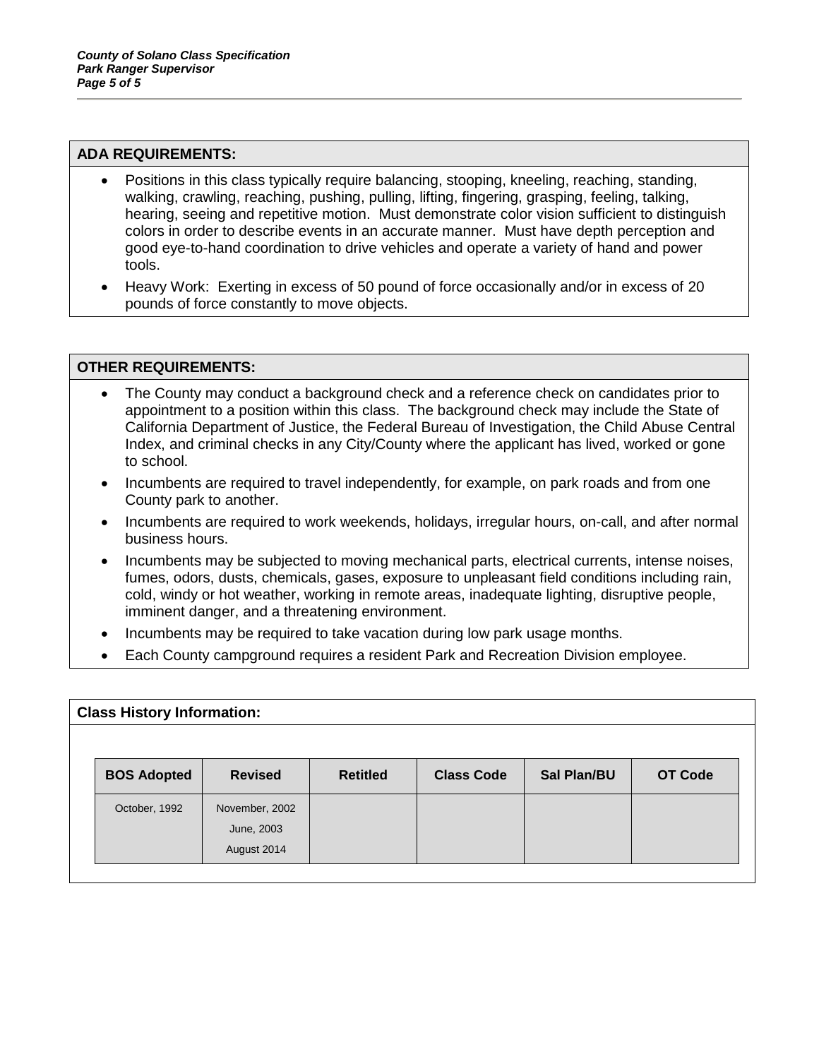## ADA REQUIREMENTS:

- Positions in this class typically require balancing, stooping, kneeling, reaching, standing, walking, crawling, reaching, pushing, pulling, lifting, fingering, grasping, feeling, talking, hearing, seeing and repetitive motion. Must demonstrate color vision sufficient to distinguish colors in order to describe events in an accurate manner. Must have depth perception and good eye-to-hand coordination to drive vehicles and operate a variety of hand and power tools.
- Heavy Work: Exerting in excess of 50 pound of force occasionally and/or in excess of 20 pounds of force constantly to move objects.

## OTHER REQUIREMENTS:

- The County may conduct a background check and a reference check on candidates prior to appointment to a position within this class. The background check may include the State of California Department of Justice, the Federal Bureau of Investigation, the Child Abuse Central Index, and criminal checks in any City/County where the applicant has lived, worked or gone to school.
- Incumbents are required to travel independently, for example, on park roads and from one County park to another.
- Incumbents are required to work weekends, holidays, irregular hours, on-call, and after normal business hours.
- Incumbents may be subjected to moving mechanical parts, electrical currents, intense noises, fumes, odors, dusts, chemicals, gases, exposure to unpleasant field conditions including rain, cold, windy or hot weather, working in remote areas, inadequate lighting, disruptive people, imminent danger, and a threatening environment.
- Incumbents may be required to take vacation during low park usage months.
- Each County campground requires a resident Park and Recreation Division employee.

## Class History Information:

| BOS Adopted | Revised | Retitled | Class Code | Sal Plan/BU | OT Code |
|---|---|---|---|---|---|
| October, 1992 | November, 2002<br>June, 2003<br>August 2014 | | | | |